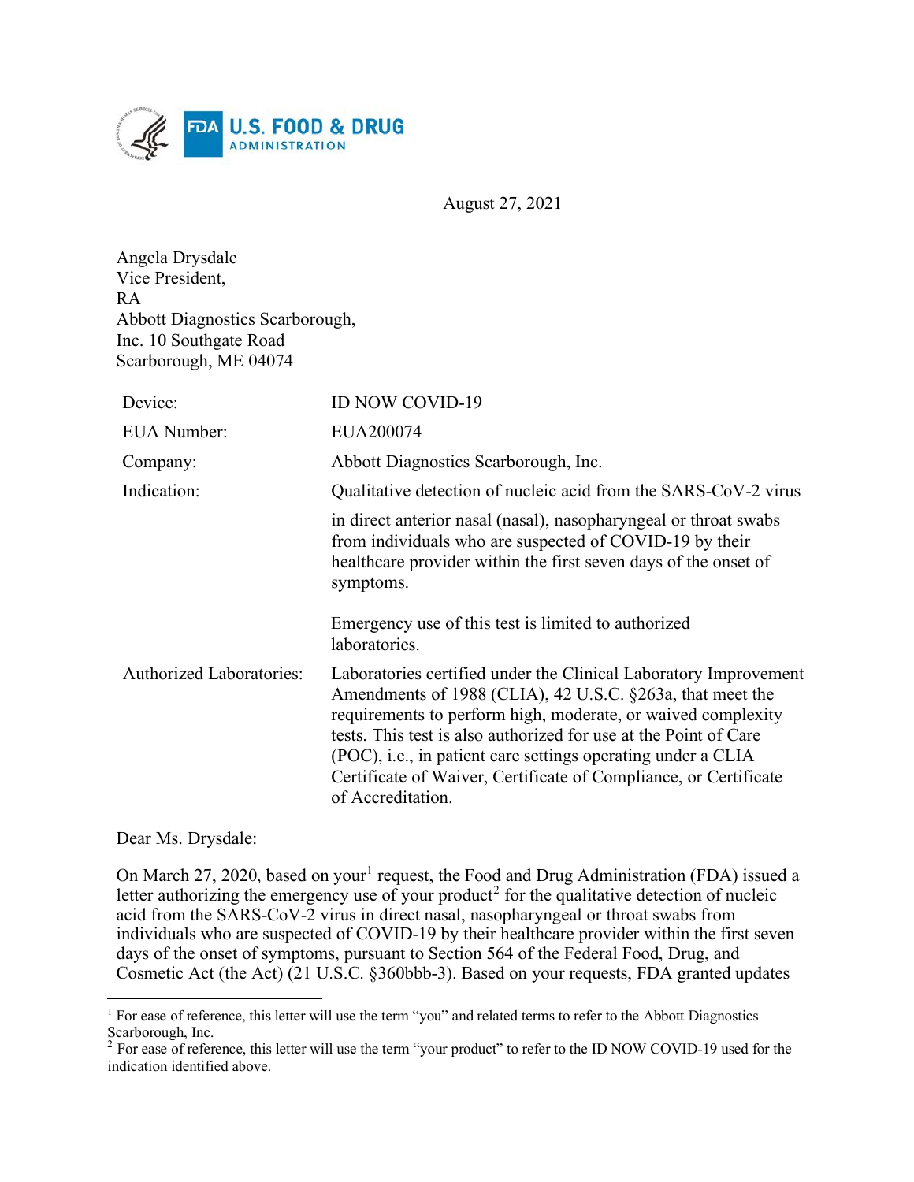August 27, 2021

Angela Drysdale
Vice President,
RA
Abbott Diagnostics Scarborough,
Inc. 10 Southgate Road
Scarborough, ME 04074

| | |
|---|---|
| Device: | ID NOW COVID-19 |
| EUA Number: | EUA200074 |
| Company: | Abbott Diagnostics Scarborough, Inc. |
| Indication: | Qualitative detection of nucleic acid from the SARS-CoV-2 virus in direct anterior nasal (nasal), nasopharyngeal or throat swabs from individuals who are suspected of COVID-19 by their healthcare provider within the first seven days of the onset of symptoms.<br><br>Emergency use of this test is limited to authorized laboratories. |
| Authorized Laboratories: | Laboratories certified under the Clinical Laboratory Improvement Amendments of 1988 (CLIA), 42 U.S.C. §263a, that meet the requirements to perform high, moderate, or waived complexity tests. This test is also authorized for use at the Point of Care (POC), i.e., in patient care settings operating under a CLIA Certificate of Waiver, Certificate of Compliance, or Certificate of Accreditation. |

Dear Ms. Drysdale:

On March 27, 2020, based on your[1] request, the Food and Drug Administration (FDA) issued a letter authorizing the emergency use of your product[2] for the qualitative detection of nucleic acid from the SARS-CoV-2 virus in direct nasal, nasopharyngeal or throat swabs from individuals who are suspected of COVID-19 by their healthcare provider within the first seven days of the onset of symptoms, pursuant to Section 564 of the Federal Food, Drug, and Cosmetic Act (the Act) (21 U.S.C. §360bbb-3). Based on your requests, FDA granted updates

[1] For ease of reference, this letter will use the term "you" and related terms to refer to the Abbott Diagnostics Scarborough, Inc.

[2] For ease of reference, this letter will use the term "your product" to refer to the ID NOW COVID-19 used for the indication identified above.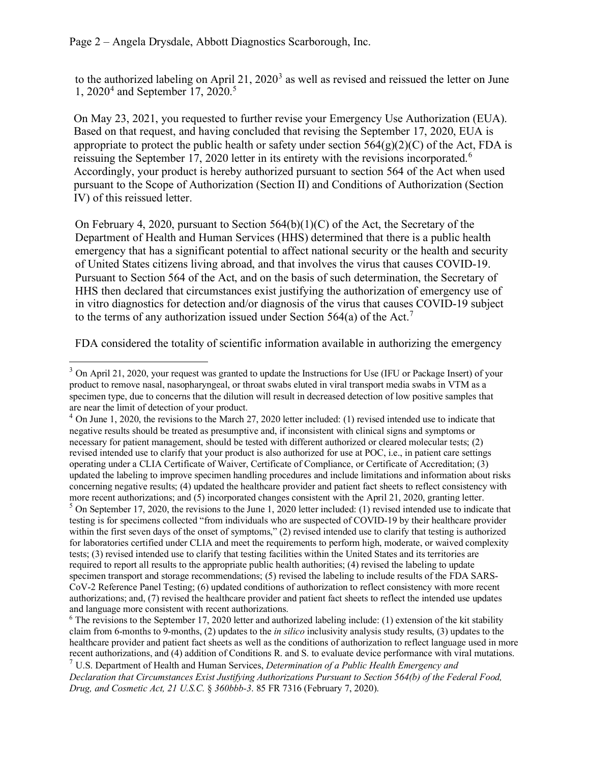to the authorized labeling on April 21, 2020[3] as well as revised and reissued the letter on June 1, 2020[4] and September 17, 2020.[5]

On May 23, 2021, you requested to further revise your Emergency Use Authorization (EUA). Based on that request, and having concluded that revising the September 17, 2020, EUA is appropriate to protect the public health or safety under section 564(g)(2)(C) of the Act, FDA is reissuing the September 17, 2020 letter in its entirety with the revisions incorporated.[6] Accordingly, your product is hereby authorized pursuant to section 564 of the Act when used pursuant to the Scope of Authorization (Section II) and Conditions of Authorization (Section IV) of this reissued letter.

On February 4, 2020, pursuant to Section 564(b)(1)(C) of the Act, the Secretary of the Department of Health and Human Services (HHS) determined that there is a public health emergency that has a significant potential to affect national security or the health and security of United States citizens living abroad, and that involves the virus that causes COVID-19. Pursuant to Section 564 of the Act, and on the basis of such determination, the Secretary of HHS then declared that circumstances exist justifying the authorization of emergency use of in vitro diagnostics for detection and/or diagnosis of the virus that causes COVID-19 subject to the terms of any authorization issued under Section 564(a) of the Act.[7]

FDA considered the totality of scientific information available in authorizing the emergency

---

[3] On April 21, 2020, your request was granted to update the Instructions for Use (IFU or Package Insert) of your product to remove nasal, nasopharyngeal, or throat swabs eluted in viral transport media swabs in VTM as a specimen type, due to concerns that the dilution will result in decreased detection of low positive samples that are near the limit of detection of your product.

[4] On June 1, 2020, the revisions to the March 27, 2020 letter included: (1) revised intended use to indicate that negative results should be treated as presumptive and, if inconsistent with clinical signs and symptoms or necessary for patient management, should be tested with different authorized or cleared molecular tests; (2) revised intended use to clarify that your product is also authorized for use at POC, i.e., in patient care settings operating under a CLIA Certificate of Waiver, Certificate of Compliance, or Certificate of Accreditation; (3) updated the labeling to improve specimen handling procedures and include limitations and information about risks concerning negative results; (4) updated the healthcare provider and patient fact sheets to reflect consistency with more recent authorizations; and (5) incorporated changes consistent with the April 21, 2020, granting letter.

[5] On September 17, 2020, the revisions to the June 1, 2020 letter included: (1) revised intended use to indicate that testing is for specimens collected "from individuals who are suspected of COVID-19 by their healthcare provider within the first seven days of the onset of symptoms," (2) revised intended use to clarify that testing is authorized for laboratories certified under CLIA and meet the requirements to perform high, moderate, or waived complexity tests; (3) revised intended use to clarify that testing facilities within the United States and its territories are required to report all results to the appropriate public health authorities; (4) revised the labeling to update specimen transport and storage recommendations; (5) revised the labeling to include results of the FDA SARS-CoV-2 Reference Panel Testing; (6) updated conditions of authorization to reflect consistency with more recent authorizations; and, (7) revised the healthcare provider and patient fact sheets to reflect the intended use updates and language more consistent with recent authorizations.

[6] The revisions to the September 17, 2020 letter and authorized labeling include: (1) extension of the kit stability claim from 6-months to 9-months, (2) updates to the *in silico* inclusivity analysis study results, (3) updates to the healthcare provider and patient fact sheets as well as the conditions of authorization to reflect language used in more recent authorizations, and (4) addition of Conditions R. and S. to evaluate device performance with viral mutations.

[7] U.S. Department of Health and Human Services, *Determination of a Public Health Emergency and Declaration that Circumstances Exist Justifying Authorizations Pursuant to Section 564(b) of the Federal Food, Drug, and Cosmetic Act, 21 U.S.C.* § *360bbb-3*. 85 FR 7316 (February 7, 2020).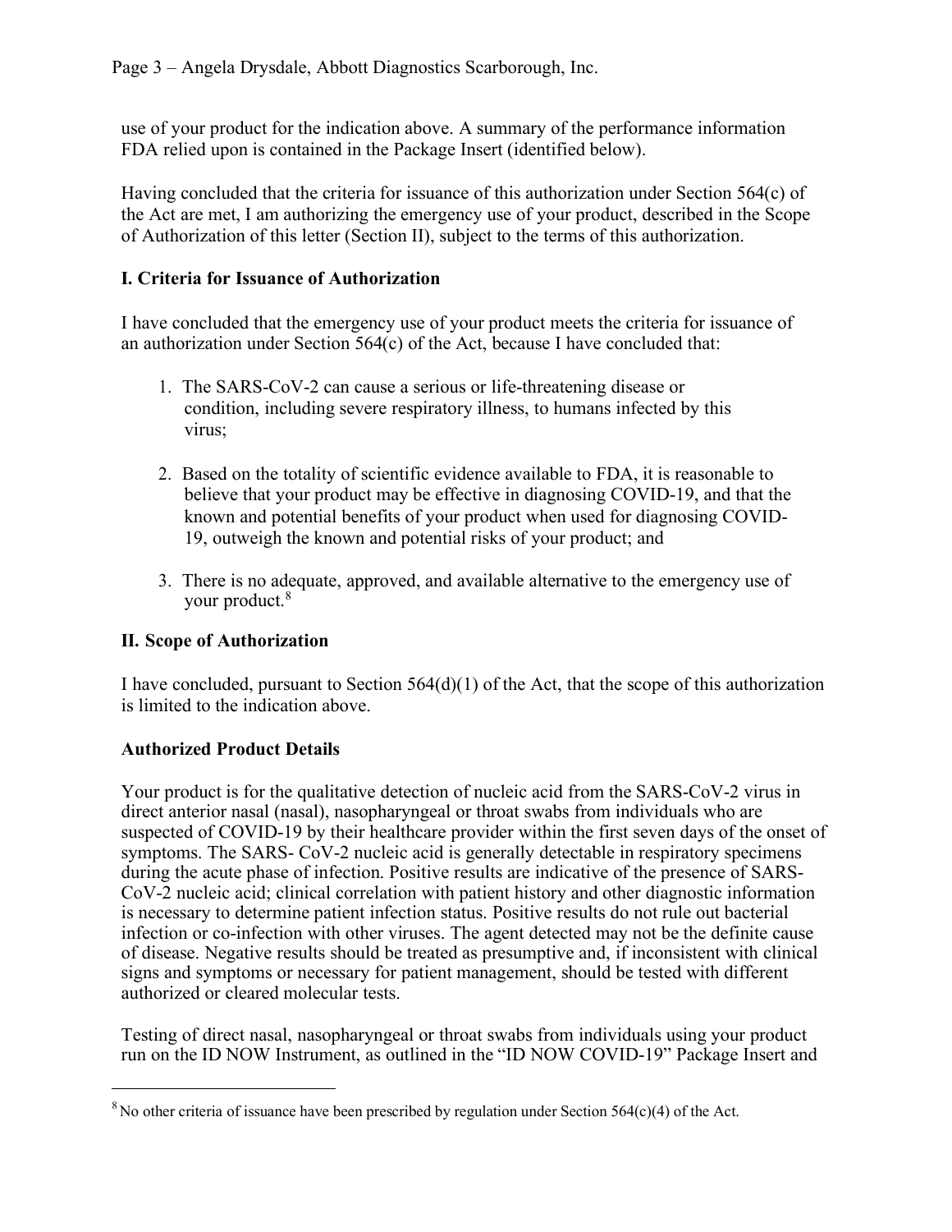use of your product for the indication above. A summary of the performance information FDA relied upon is contained in the Package Insert (identified below).

Having concluded that the criteria for issuance of this authorization under Section 564(c) of the Act are met, I am authorizing the emergency use of your product, described in the Scope of Authorization of this letter (Section II), subject to the terms of this authorization.

## I. Criteria for Issuance of Authorization

I have concluded that the emergency use of your product meets the criteria for issuance of an authorization under Section 564(c) of the Act, because I have concluded that:

1. The SARS-CoV-2 can cause a serious or life-threatening disease or condition, including severe respiratory illness, to humans infected by this virus;

2. Based on the totality of scientific evidence available to FDA, it is reasonable to believe that your product may be effective in diagnosing COVID-19, and that the known and potential benefits of your product when used for diagnosing COVID-19, outweigh the known and potential risks of your product; and

3. There is no adequate, approved, and available alternative to the emergency use of your product.[8]

## II. Scope of Authorization

I have concluded, pursuant to Section 564(d)(1) of the Act, that the scope of this authorization is limited to the indication above.

### Authorized Product Details

Your product is for the qualitative detection of nucleic acid from the SARS-CoV-2 virus in direct anterior nasal (nasal), nasopharyngeal or throat swabs from individuals who are suspected of COVID-19 by their healthcare provider within the first seven days of the onset of symptoms. The SARS- CoV-2 nucleic acid is generally detectable in respiratory specimens during the acute phase of infection. Positive results are indicative of the presence of SARS-CoV-2 nucleic acid; clinical correlation with patient history and other diagnostic information is necessary to determine patient infection status. Positive results do not rule out bacterial infection or co-infection with other viruses. The agent detected may not be the definite cause of disease. Negative results should be treated as presumptive and, if inconsistent with clinical signs and symptoms or necessary for patient management, should be tested with different authorized or cleared molecular tests.

Testing of direct nasal, nasopharyngeal or throat swabs from individuals using your product run on the ID NOW Instrument, as outlined in the "ID NOW COVID-19" Package Insert and

---

[8] No other criteria of issuance have been prescribed by regulation under Section 564(c)(4) of the Act.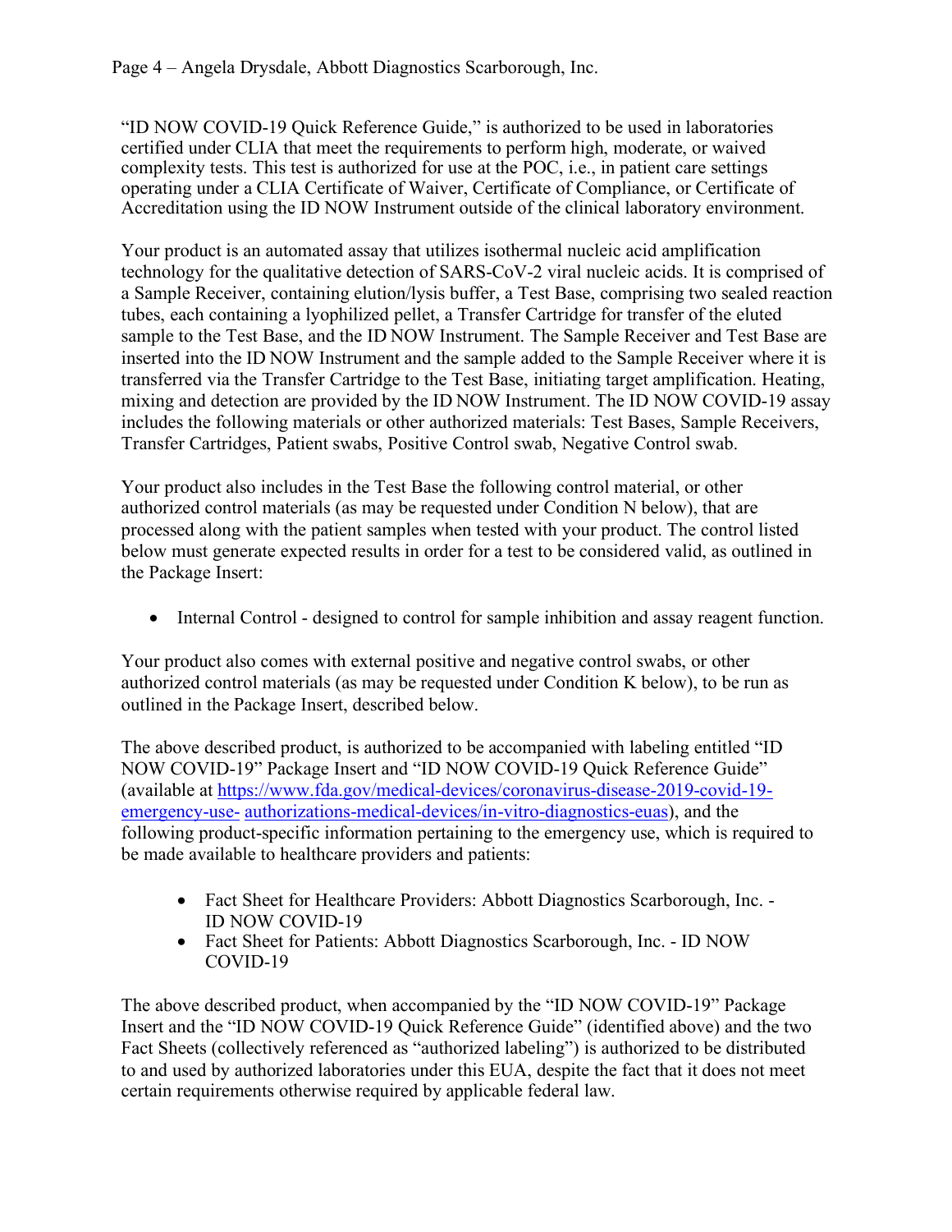"ID NOW COVID-19 Quick Reference Guide," is authorized to be used in laboratories certified under CLIA that meet the requirements to perform high, moderate, or waived complexity tests. This test is authorized for use at the POC, i.e., in patient care settings operating under a CLIA Certificate of Waiver, Certificate of Compliance, or Certificate of Accreditation using the ID NOW Instrument outside of the clinical laboratory environment.

Your product is an automated assay that utilizes isothermal nucleic acid amplification technology for the qualitative detection of SARS-CoV-2 viral nucleic acids. It is comprised of a Sample Receiver, containing elution/lysis buffer, a Test Base, comprising two sealed reaction tubes, each containing a lyophilized pellet, a Transfer Cartridge for transfer of the eluted sample to the Test Base, and the ID NOW Instrument. The Sample Receiver and Test Base are inserted into the ID NOW Instrument and the sample added to the Sample Receiver where it is transferred via the Transfer Cartridge to the Test Base, initiating target amplification. Heating, mixing and detection are provided by the ID NOW Instrument. The ID NOW COVID-19 assay includes the following materials or other authorized materials: Test Bases, Sample Receivers, Transfer Cartridges, Patient swabs, Positive Control swab, Negative Control swab.

Your product also includes in the Test Base the following control material, or other authorized control materials (as may be requested under Condition N below), that are processed along with the patient samples when tested with your product. The control listed below must generate expected results in order for a test to be considered valid, as outlined in the Package Insert:

- Internal Control - designed to control for sample inhibition and assay reagent function.

Your product also comes with external positive and negative control swabs, or other authorized control materials (as may be requested under Condition K below), to be run as outlined in the Package Insert, described below.

The above described product, is authorized to be accompanied with labeling entitled "ID NOW COVID-19" Package Insert and "ID NOW COVID-19 Quick Reference Guide" (available at https://www.fda.gov/medical-devices/coronavirus-disease-2019-covid-19-emergency-use-authorizations-medical-devices/in-vitro-diagnostics-euas), and the following product-specific information pertaining to the emergency use, which is required to be made available to healthcare providers and patients:

- Fact Sheet for Healthcare Providers: Abbott Diagnostics Scarborough, Inc. - ID NOW COVID-19
- Fact Sheet for Patients: Abbott Diagnostics Scarborough, Inc. - ID NOW COVID-19

The above described product, when accompanied by the "ID NOW COVID-19" Package Insert and the "ID NOW COVID-19 Quick Reference Guide" (identified above) and the two Fact Sheets (collectively referenced as "authorized labeling") is authorized to be distributed to and used by authorized laboratories under this EUA, despite the fact that it does not meet certain requirements otherwise required by applicable federal law.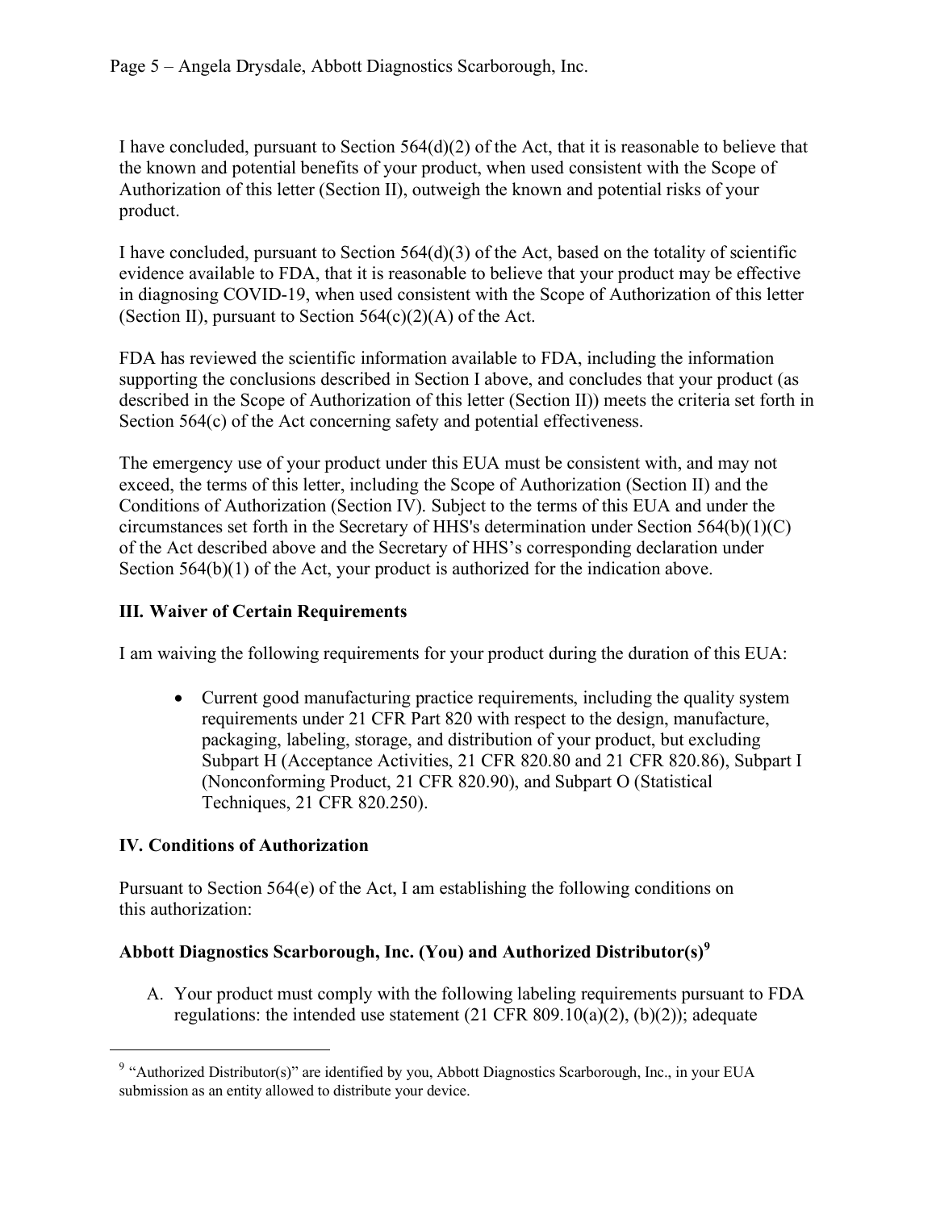I have concluded, pursuant to Section 564(d)(2) of the Act, that it is reasonable to believe that the known and potential benefits of your product, when used consistent with the Scope of Authorization of this letter (Section II), outweigh the known and potential risks of your product.

I have concluded, pursuant to Section 564(d)(3) of the Act, based on the totality of scientific evidence available to FDA, that it is reasonable to believe that your product may be effective in diagnosing COVID-19, when used consistent with the Scope of Authorization of this letter (Section II), pursuant to Section 564(c)(2)(A) of the Act.

FDA has reviewed the scientific information available to FDA, including the information supporting the conclusions described in Section I above, and concludes that your product (as described in the Scope of Authorization of this letter (Section II)) meets the criteria set forth in Section 564(c) of the Act concerning safety and potential effectiveness.

The emergency use of your product under this EUA must be consistent with, and may not exceed, the terms of this letter, including the Scope of Authorization (Section II) and the Conditions of Authorization (Section IV). Subject to the terms of this EUA and under the circumstances set forth in the Secretary of HHS's determination under Section 564(b)(1)(C) of the Act described above and the Secretary of HHS's corresponding declaration under Section 564(b)(1) of the Act, your product is authorized for the indication above.

## III. Waiver of Certain Requirements

I am waiving the following requirements for your product during the duration of this EUA:

- Current good manufacturing practice requirements, including the quality system requirements under 21 CFR Part 820 with respect to the design, manufacture, packaging, labeling, storage, and distribution of your product, but excluding Subpart H (Acceptance Activities, 21 CFR 820.80 and 21 CFR 820.86), Subpart I (Nonconforming Product, 21 CFR 820.90), and Subpart O (Statistical Techniques, 21 CFR 820.250).

## IV. Conditions of Authorization

Pursuant to Section 564(e) of the Act, I am establishing the following conditions on this authorization:

### Abbott Diagnostics Scarborough, Inc. (You) and Authorized Distributor(s)[9]

A. Your product must comply with the following labeling requirements pursuant to FDA regulations: the intended use statement (21 CFR 809.10(a)(2), (b)(2)); adequate

[9] "Authorized Distributor(s)" are identified by you, Abbott Diagnostics Scarborough, Inc., in your EUA submission as an entity allowed to distribute your device.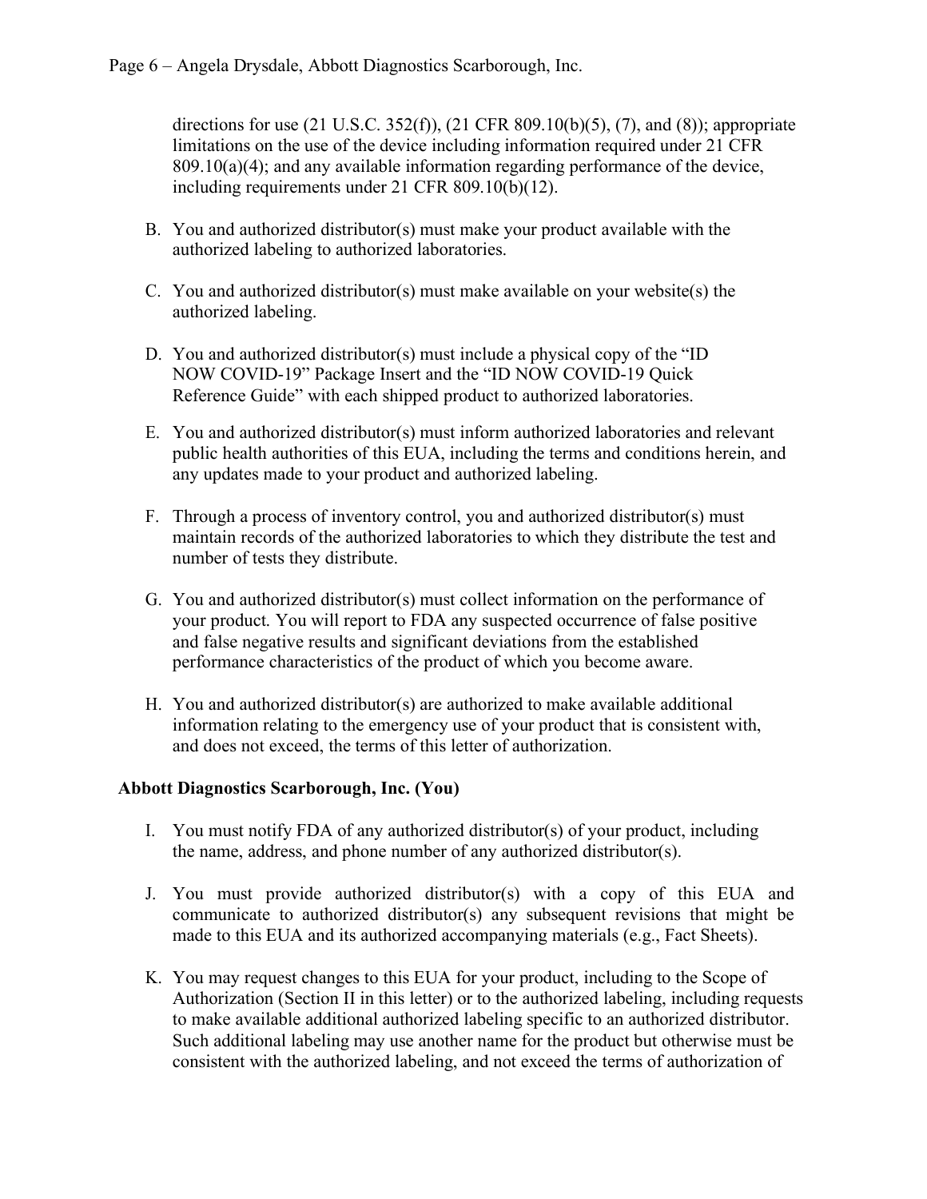directions for use (21 U.S.C. 352(f)), (21 CFR 809.10(b)(5), (7), and (8)); appropriate limitations on the use of the device including information required under 21 CFR 809.10(a)(4); and any available information regarding performance of the device, including requirements under 21 CFR 809.10(b)(12).

B. You and authorized distributor(s) must make your product available with the authorized labeling to authorized laboratories.

C. You and authorized distributor(s) must make available on your website(s) the authorized labeling.

D. You and authorized distributor(s) must include a physical copy of the "ID NOW COVID-19" Package Insert and the "ID NOW COVID-19 Quick Reference Guide" with each shipped product to authorized laboratories.

E. You and authorized distributor(s) must inform authorized laboratories and relevant public health authorities of this EUA, including the terms and conditions herein, and any updates made to your product and authorized labeling.

F. Through a process of inventory control, you and authorized distributor(s) must maintain records of the authorized laboratories to which they distribute the test and number of tests they distribute.

G. You and authorized distributor(s) must collect information on the performance of your product. You will report to FDA any suspected occurrence of false positive and false negative results and significant deviations from the established performance characteristics of the product of which you become aware.

H. You and authorized distributor(s) are authorized to make available additional information relating to the emergency use of your product that is consistent with, and does not exceed, the terms of this letter of authorization.

**Abbott Diagnostics Scarborough, Inc. (You)**

I. You must notify FDA of any authorized distributor(s) of your product, including the name, address, and phone number of any authorized distributor(s).

J. You must provide authorized distributor(s) with a copy of this EUA and communicate to authorized distributor(s) any subsequent revisions that might be made to this EUA and its authorized accompanying materials (e.g., Fact Sheets).

K. You may request changes to this EUA for your product, including to the Scope of Authorization (Section II in this letter) or to the authorized labeling, including requests to make available additional authorized labeling specific to an authorized distributor. Such additional labeling may use another name for the product but otherwise must be consistent with the authorized labeling, and not exceed the terms of authorization of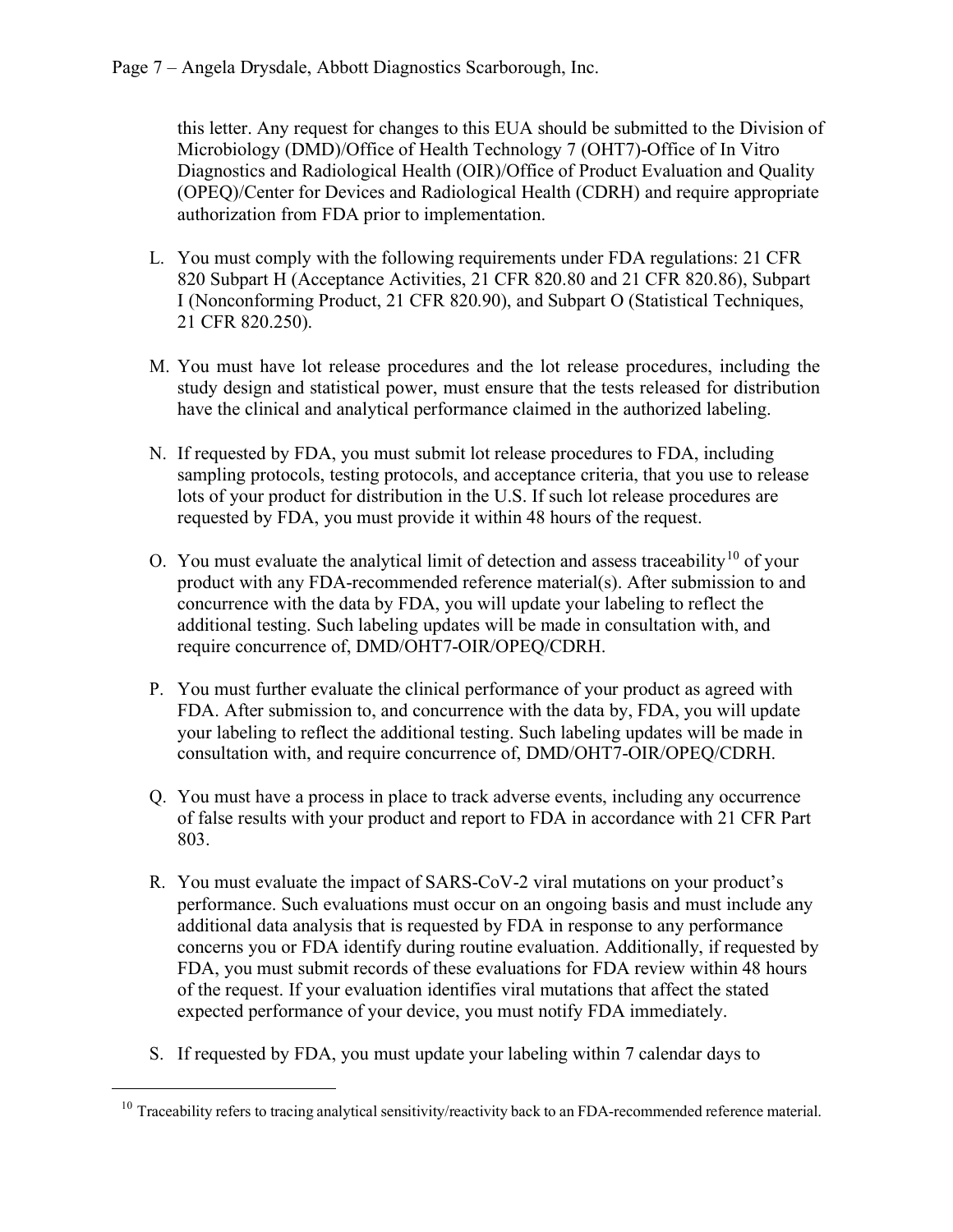this letter. Any request for changes to this EUA should be submitted to the Division of Microbiology (DMD)/Office of Health Technology 7 (OHT7)-Office of In Vitro Diagnostics and Radiological Health (OIR)/Office of Product Evaluation and Quality (OPEQ)/Center for Devices and Radiological Health (CDRH) and require appropriate authorization from FDA prior to implementation.

L. You must comply with the following requirements under FDA regulations: 21 CFR 820 Subpart H (Acceptance Activities, 21 CFR 820.80 and 21 CFR 820.86), Subpart I (Nonconforming Product, 21 CFR 820.90), and Subpart O (Statistical Techniques, 21 CFR 820.250).

M. You must have lot release procedures and the lot release procedures, including the study design and statistical power, must ensure that the tests released for distribution have the clinical and analytical performance claimed in the authorized labeling.

N. If requested by FDA, you must submit lot release procedures to FDA, including sampling protocols, testing protocols, and acceptance criteria, that you use to release lots of your product for distribution in the U.S. If such lot release procedures are requested by FDA, you must provide it within 48 hours of the request.

O. You must evaluate the analytical limit of detection and assess traceability[10] of your product with any FDA-recommended reference material(s). After submission to and concurrence with the data by FDA, you will update your labeling to reflect the additional testing. Such labeling updates will be made in consultation with, and require concurrence of, DMD/OHT7-OIR/OPEQ/CDRH.

P. You must further evaluate the clinical performance of your product as agreed with FDA. After submission to, and concurrence with the data by, FDA, you will update your labeling to reflect the additional testing. Such labeling updates will be made in consultation with, and require concurrence of, DMD/OHT7-OIR/OPEQ/CDRH.

Q. You must have a process in place to track adverse events, including any occurrence of false results with your product and report to FDA in accordance with 21 CFR Part 803.

R. You must evaluate the impact of SARS-CoV-2 viral mutations on your product's performance. Such evaluations must occur on an ongoing basis and must include any additional data analysis that is requested by FDA in response to any performance concerns you or FDA identify during routine evaluation. Additionally, if requested by FDA, you must submit records of these evaluations for FDA review within 48 hours of the request. If your evaluation identifies viral mutations that affect the stated expected performance of your device, you must notify FDA immediately.

S. If requested by FDA, you must update your labeling within 7 calendar days to

[10] Traceability refers to tracing analytical sensitivity/reactivity back to an FDA-recommended reference material.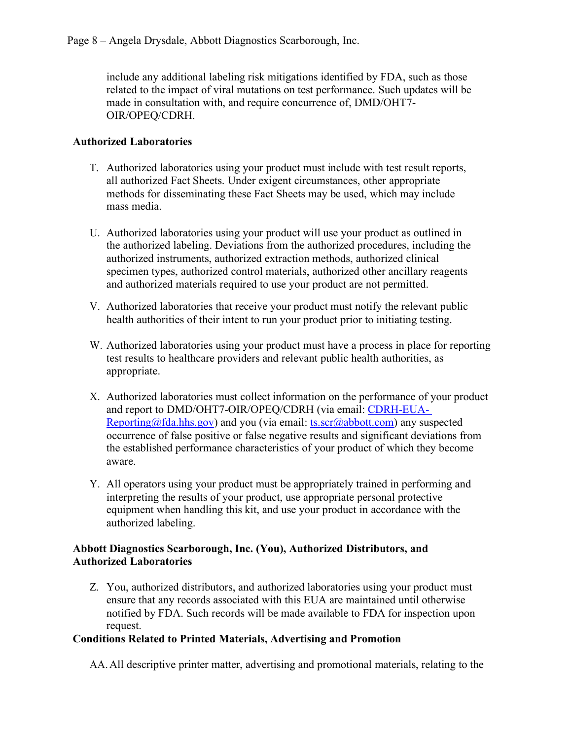include any additional labeling risk mitigations identified by FDA, such as those related to the impact of viral mutations on test performance. Such updates will be made in consultation with, and require concurrence of, DMD/OHT7-OIR/OPEQ/CDRH.

**Authorized Laboratories**

T. Authorized laboratories using your product must include with test result reports, all authorized Fact Sheets. Under exigent circumstances, other appropriate methods for disseminating these Fact Sheets may be used, which may include mass media.

U. Authorized laboratories using your product will use your product as outlined in the authorized labeling. Deviations from the authorized procedures, including the authorized instruments, authorized extraction methods, authorized clinical specimen types, authorized control materials, authorized other ancillary reagents and authorized materials required to use your product are not permitted.

V. Authorized laboratories that receive your product must notify the relevant public health authorities of their intent to run your product prior to initiating testing.

W. Authorized laboratories using your product must have a process in place for reporting test results to healthcare providers and relevant public health authorities, as appropriate.

X. Authorized laboratories must collect information on the performance of your product and report to DMD/OHT7-OIR/OPEQ/CDRH (via email: CDRH-EUA-Reporting@fda.hhs.gov) and you (via email: ts.scr@abbott.com) any suspected occurrence of false positive or false negative results and significant deviations from the established performance characteristics of your product of which they become aware.

Y. All operators using your product must be appropriately trained in performing and interpreting the results of your product, use appropriate personal protective equipment when handling this kit, and use your product in accordance with the authorized labeling.

**Abbott Diagnostics Scarborough, Inc. (You), Authorized Distributors, and Authorized Laboratories**

Z. You, authorized distributors, and authorized laboratories using your product must ensure that any records associated with this EUA are maintained until otherwise notified by FDA. Such records will be made available to FDA for inspection upon request.

**Conditions Related to Printed Materials, Advertising and Promotion**

AA. All descriptive printer matter, advertising and promotional materials, relating to the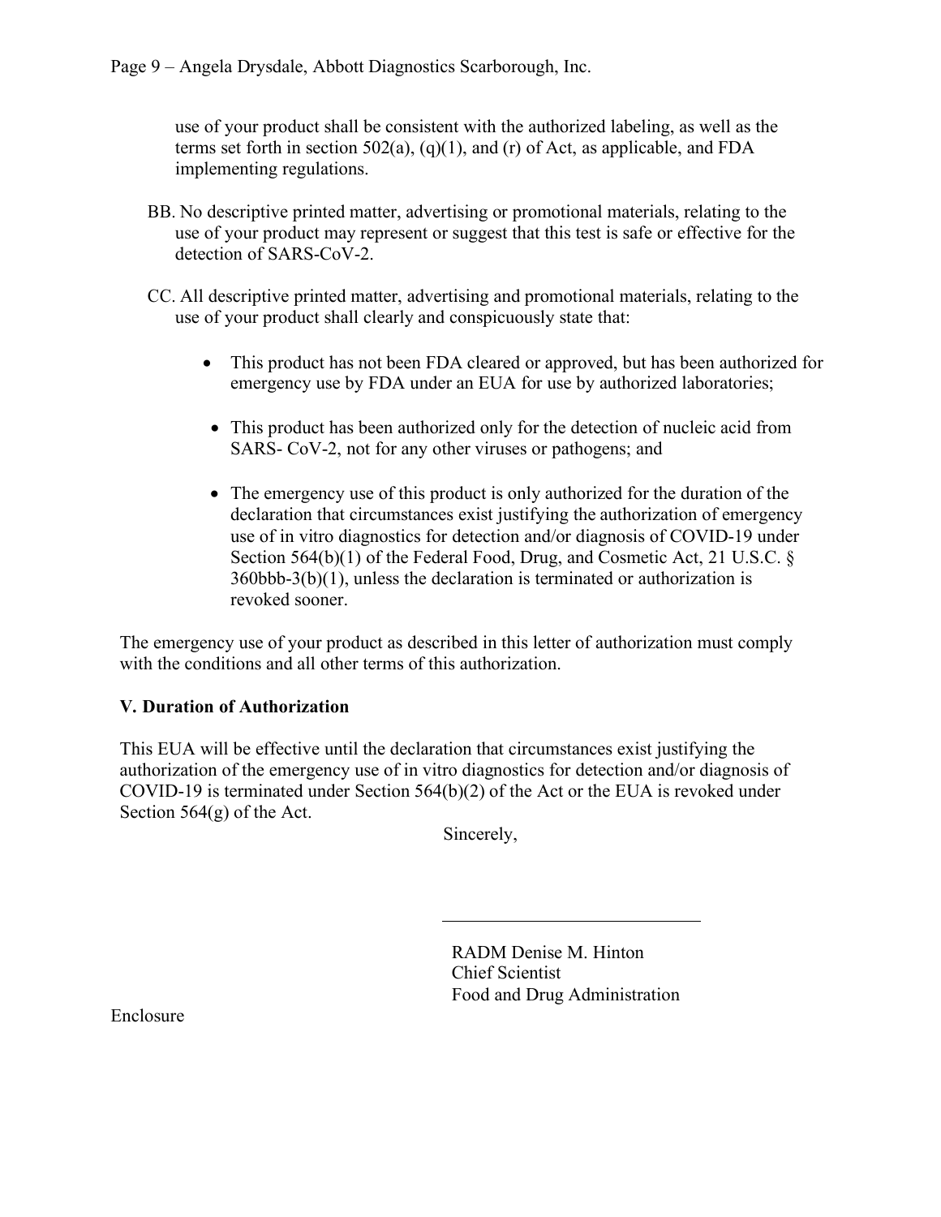use of your product shall be consistent with the authorized labeling, as well as the terms set forth in section 502(a), (q)(1), and (r) of Act, as applicable, and FDA implementing regulations.

BB. No descriptive printed matter, advertising or promotional materials, relating to the use of your product may represent or suggest that this test is safe or effective for the detection of SARS-CoV-2.

CC. All descriptive printed matter, advertising and promotional materials, relating to the use of your product shall clearly and conspicuously state that:

- This product has not been FDA cleared or approved, but has been authorized for emergency use by FDA under an EUA for use by authorized laboratories;
- This product has been authorized only for the detection of nucleic acid from SARS- CoV-2, not for any other viruses or pathogens; and
- The emergency use of this product is only authorized for the duration of the declaration that circumstances exist justifying the authorization of emergency use of in vitro diagnostics for detection and/or diagnosis of COVID-19 under Section 564(b)(1) of the Federal Food, Drug, and Cosmetic Act, 21 U.S.C. § 360bbb-3(b)(1), unless the declaration is terminated or authorization is revoked sooner.

The emergency use of your product as described in this letter of authorization must comply with the conditions and all other terms of this authorization.

## V. Duration of Authorization

This EUA will be effective until the declaration that circumstances exist justifying the authorization of the emergency use of in vitro diagnostics for detection and/or diagnosis of COVID-19 is terminated under Section 564(b)(2) of the Act or the EUA is revoked under Section 564(g) of the Act.

Sincerely,

\_\_\_\_\_\_\_\_\_\_\_\_\_\_\_\_\_\_\_\_\_\_\_\_\_\_\_\_

RADM Denise M. Hinton
Chief Scientist
Food and Drug Administration

Enclosure